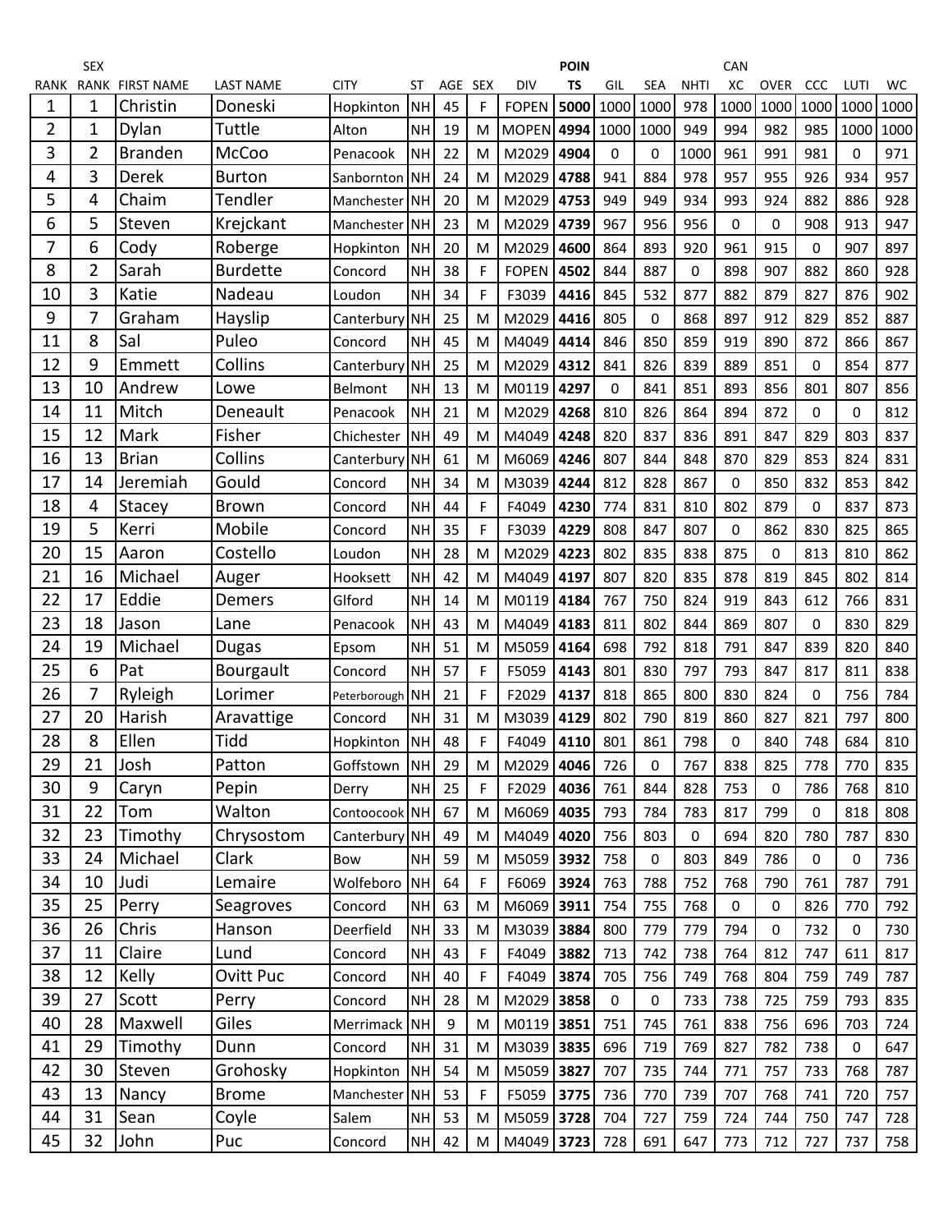| RANK | SEX RANK | FIRST NAME | LAST NAME | CITY | ST | AGE | SEX | DIV | POINTS | GIL | SEA | NHTI | CAN XC | OVER | CCC | LUTI | WC |
|---|---|---|---|---|---|---|---|---|---|---|---|---|---|---|---|---|---|
| 1 | 1 | Christin | Doneski | Hopkinton | NH | 45 | F | FOPEN | **5000** | 1000 | 1000 | 978 | 1000 | 1000 | 1000 | 1000 | 1000 |
| 2 | 1 | Dylan | Tuttle | Alton | NH | 19 | M | MOPEN | **4994** | 1000 | 1000 | 949 | 994 | 982 | 985 | 1000 | 1000 |
| 3 | 2 | Branden | McCoo | Penacook | NH | 22 | M | M2029 | **4904** | 0 | 0 | 1000 | 961 | 991 | 981 | 0 | 971 |
| 4 | 3 | Derek | Burton | Sanbornton | NH | 24 | M | M2029 | **4788** | 941 | 884 | 978 | 957 | 955 | 926 | 934 | 957 |
| 5 | 4 | Chaim | Tendler | Manchester | NH | 20 | M | M2029 | **4753** | 949 | 949 | 934 | 993 | 924 | 882 | 886 | 928 |
| 6 | 5 | Steven | Krejckant | Manchester | NH | 23 | M | M2029 | **4739** | 967 | 956 | 956 | 0 | 0 | 908 | 913 | 947 |
| 7 | 6 | Cody | Roberge | Hopkinton | NH | 20 | M | M2029 | **4600** | 864 | 893 | 920 | 961 | 915 | 0 | 907 | 897 |
| 8 | 2 | Sarah | Burdette | Concord | NH | 38 | F | FOPEN | **4502** | 844 | 887 | 0 | 898 | 907 | 882 | 860 | 928 |
| 10 | 3 | Katie | Nadeau | Loudon | NH | 34 | F | F3039 | **4416** | 845 | 532 | 877 | 882 | 879 | 827 | 876 | 902 |
| 9 | 7 | Graham | Hayslip | Canterbury | NH | 25 | M | M2029 | **4416** | 805 | 0 | 868 | 897 | 912 | 829 | 852 | 887 |
| 11 | 8 | Sal | Puleo | Concord | NH | 45 | M | M4049 | **4414** | 846 | 850 | 859 | 919 | 890 | 872 | 866 | 867 |
| 12 | 9 | Emmett | Collins | Canterbury | NH | 25 | M | M2029 | **4312** | 841 | 826 | 839 | 889 | 851 | 0 | 854 | 877 |
| 13 | 10 | Andrew | Lowe | Belmont | NH | 13 | M | M0119 | **4297** | 0 | 841 | 851 | 893 | 856 | 801 | 807 | 856 |
| 14 | 11 | Mitch | Deneault | Penacook | NH | 21 | M | M2029 | **4268** | 810 | 826 | 864 | 894 | 872 | 0 | 0 | 812 |
| 15 | 12 | Mark | Fisher | Chichester | NH | 49 | M | M4049 | **4248** | 820 | 837 | 836 | 891 | 847 | 829 | 803 | 837 |
| 16 | 13 | Brian | Collins | Canterbury | NH | 61 | M | M6069 | **4246** | 807 | 844 | 848 | 870 | 829 | 853 | 824 | 831 |
| 17 | 14 | Jeremiah | Gould | Concord | NH | 34 | M | M3039 | **4244** | 812 | 828 | 867 | 0 | 850 | 832 | 853 | 842 |
| 18 | 4 | Stacey | Brown | Concord | NH | 44 | F | F4049 | **4230** | 774 | 831 | 810 | 802 | 879 | 0 | 837 | 873 |
| 19 | 5 | Kerri | Mobile | Concord | NH | 35 | F | F3039 | **4229** | 808 | 847 | 807 | 0 | 862 | 830 | 825 | 865 |
| 20 | 15 | Aaron | Costello | Loudon | NH | 28 | M | M2029 | **4223** | 802 | 835 | 838 | 875 | 0 | 813 | 810 | 862 |
| 21 | 16 | Michael | Auger | Hooksett | NH | 42 | M | M4049 | **4197** | 807 | 820 | 835 | 878 | 819 | 845 | 802 | 814 |
| 22 | 17 | Eddie | Demers | Glford | NH | 14 | M | M0119 | **4184** | 767 | 750 | 824 | 919 | 843 | 612 | 766 | 831 |
| 23 | 18 | Jason | Lane | Penacook | NH | 43 | M | M4049 | **4183** | 811 | 802 | 844 | 869 | 807 | 0 | 830 | 829 |
| 24 | 19 | Michael | Dugas | Epsom | NH | 51 | M | M5059 | **4164** | 698 | 792 | 818 | 791 | 847 | 839 | 820 | 840 |
| 25 | 6 | Pat | Bourgault | Concord | NH | 57 | F | F5059 | **4143** | 801 | 830 | 797 | 793 | 847 | 817 | 811 | 838 |
| 26 | 7 | Ryleigh | Lorimer | Peterborough | NH | 21 | F | F2029 | **4137** | 818 | 865 | 800 | 830 | 824 | 0 | 756 | 784 |
| 27 | 20 | Harish | Aravattige | Concord | NH | 31 | M | M3039 | **4129** | 802 | 790 | 819 | 860 | 827 | 821 | 797 | 800 |
| 28 | 8 | Ellen | Tidd | Hopkinton | NH | 48 | F | F4049 | **4110** | 801 | 861 | 798 | 0 | 840 | 748 | 684 | 810 |
| 29 | 21 | Josh | Patton | Goffstown | NH | 29 | M | M2029 | **4046** | 726 | 0 | 767 | 838 | 825 | 778 | 770 | 835 |
| 30 | 9 | Caryn | Pepin | Derry | NH | 25 | F | F2029 | **4036** | 761 | 844 | 828 | 753 | 0 | 786 | 768 | 810 |
| 31 | 22 | Tom | Walton | Contoocook | NH | 67 | M | M6069 | **4035** | 793 | 784 | 783 | 817 | 799 | 0 | 818 | 808 |
| 32 | 23 | Timothy | Chrysostom | Canterbury | NH | 49 | M | M4049 | **4020** | 756 | 803 | 0 | 694 | 820 | 780 | 787 | 830 |
| 33 | 24 | Michael | Clark | Bow | NH | 59 | M | M5059 | **3932** | 758 | 0 | 803 | 849 | 786 | 0 | 0 | 736 |
| 34 | 10 | Judi | Lemaire | Wolfeboro | NH | 64 | F | F6069 | **3924** | 763 | 788 | 752 | 768 | 790 | 761 | 787 | 791 |
| 35 | 25 | Perry | Seagroves | Concord | NH | 63 | M | M6069 | **3911** | 754 | 755 | 768 | 0 | 0 | 826 | 770 | 792 |
| 36 | 26 | Chris | Hanson | Deerfield | NH | 33 | M | M3039 | **3884** | 800 | 779 | 779 | 794 | 0 | 732 | 0 | 730 |
| 37 | 11 | Claire | Lund | Concord | NH | 43 | F | F4049 | **3882** | 713 | 742 | 738 | 764 | 812 | 747 | 611 | 817 |
| 38 | 12 | Kelly | Ovitt Puc | Concord | NH | 40 | F | F4049 | **3874** | 705 | 756 | 749 | 768 | 804 | 759 | 749 | 787 |
| 39 | 27 | Scott | Perry | Concord | NH | 28 | M | M2029 | **3858** | 0 | 0 | 733 | 738 | 725 | 759 | 793 | 835 |
| 40 | 28 | Maxwell | Giles | Merrimack | NH | 9 | M | M0119 | **3851** | 751 | 745 | 761 | 838 | 756 | 696 | 703 | 724 |
| 41 | 29 | Timothy | Dunn | Concord | NH | 31 | M | M3039 | **3835** | 696 | 719 | 769 | 827 | 782 | 738 | 0 | 647 |
| 42 | 30 | Steven | Grohosky | Hopkinton | NH | 54 | M | M5059 | **3827** | 707 | 735 | 744 | 771 | 757 | 733 | 768 | 787 |
| 43 | 13 | Nancy | Brome | Manchester | NH | 53 | F | F5059 | **3775** | 736 | 770 | 739 | 707 | 768 | 741 | 720 | 757 |
| 44 | 31 | Sean | Coyle | Salem | NH | 53 | M | M5059 | **3728** | 704 | 727 | 759 | 724 | 744 | 750 | 747 | 728 |
| 45 | 32 | John | Puc | Concord | NH | 42 | M | M4049 | **3723** | 728 | 691 | 647 | 773 | 712 | 727 | 737 | 758 |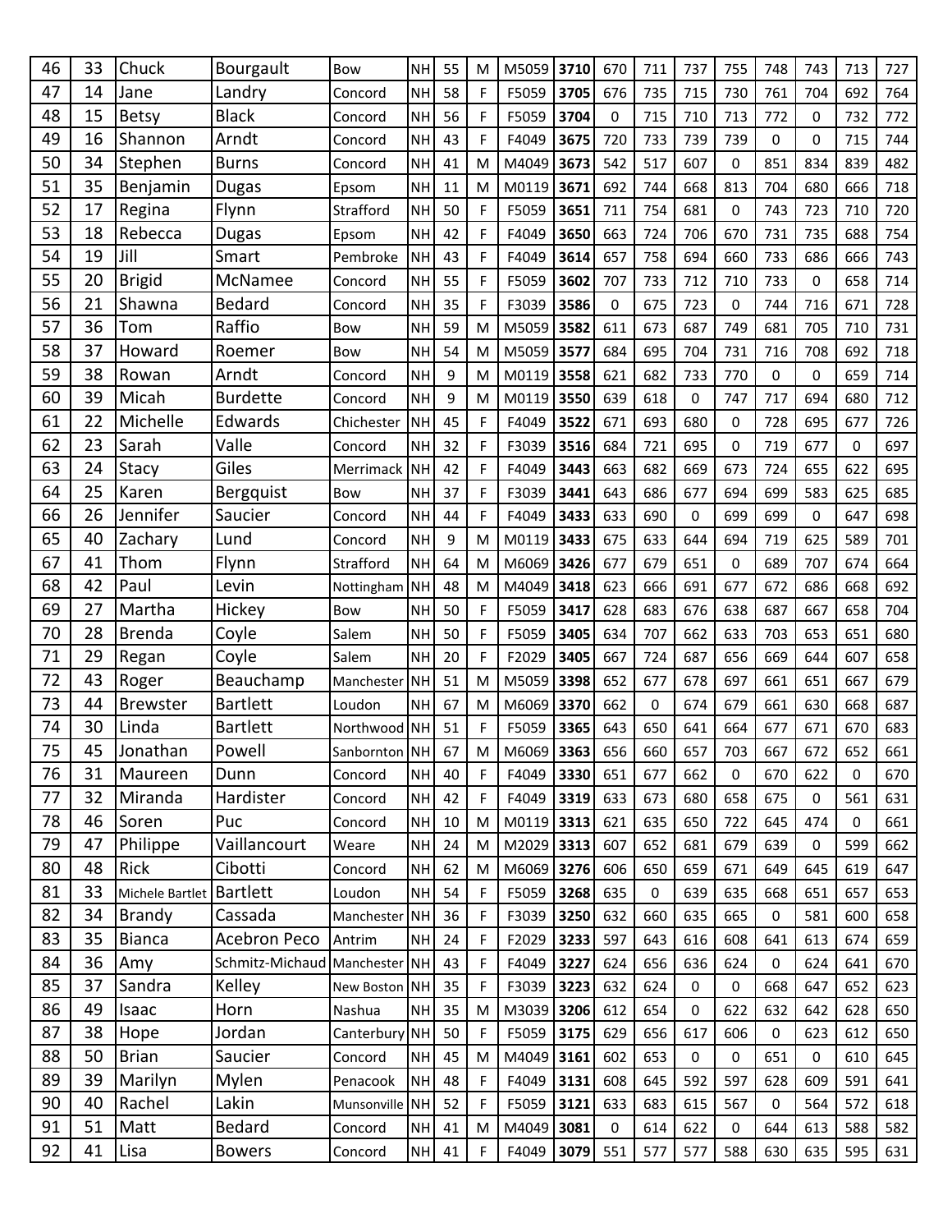| 46 | 33 | Chuck | Bourgault | Bow | NH | 55 | M | M5059 | **3710** | 670 | 711 | 737 | 755 | 748 | 743 | 713 | 727 |
|---|---|---|---|---|---|---|---|---|---|---|---|---|---|---|---|---|---|
| 47 | 14 | Jane | Landry | Concord | NH | 58 | F | F5059 | **3705** | 676 | 735 | 715 | 730 | 761 | 704 | 692 | 764 |
| 48 | 15 | Betsy | Black | Concord | NH | 56 | F | F5059 | **3704** | 0 | 715 | 710 | 713 | 772 | 0 | 732 | 772 |
| 49 | 16 | Shannon | Arndt | Concord | NH | 43 | F | F4049 | **3675** | 720 | 733 | 739 | 739 | 0 | 0 | 715 | 744 |
| 50 | 34 | Stephen | Burns | Concord | NH | 41 | M | M4049 | **3673** | 542 | 517 | 607 | 0 | 851 | 834 | 839 | 482 |
| 51 | 35 | Benjamin | Dugas | Epsom | NH | 11 | M | M0119 | **3671** | 692 | 744 | 668 | 813 | 704 | 680 | 666 | 718 |
| 52 | 17 | Regina | Flynn | Strafford | NH | 50 | F | F5059 | **3651** | 711 | 754 | 681 | 0 | 743 | 723 | 710 | 720 |
| 53 | 18 | Rebecca | Dugas | Epsom | NH | 42 | F | F4049 | **3650** | 663 | 724 | 706 | 670 | 731 | 735 | 688 | 754 |
| 54 | 19 | Jill | Smart | Pembroke | NH | 43 | F | F4049 | **3614** | 657 | 758 | 694 | 660 | 733 | 686 | 666 | 743 |
| 55 | 20 | Brigid | McNamee | Concord | NH | 55 | F | F5059 | **3602** | 707 | 733 | 712 | 710 | 733 | 0 | 658 | 714 |
| 56 | 21 | Shawna | Bedard | Concord | NH | 35 | F | F3039 | **3586** | 0 | 675 | 723 | 0 | 744 | 716 | 671 | 728 |
| 57 | 36 | Tom | Raffio | Bow | NH | 59 | M | M5059 | **3582** | 611 | 673 | 687 | 749 | 681 | 705 | 710 | 731 |
| 58 | 37 | Howard | Roemer | Bow | NH | 54 | M | M5059 | **3577** | 684 | 695 | 704 | 731 | 716 | 708 | 692 | 718 |
| 59 | 38 | Rowan | Arndt | Concord | NH | 9 | M | M0119 | **3558** | 621 | 682 | 733 | 770 | 0 | 0 | 659 | 714 |
| 60 | 39 | Micah | Burdette | Concord | NH | 9 | M | M0119 | **3550** | 639 | 618 | 0 | 747 | 717 | 694 | 680 | 712 |
| 61 | 22 | Michelle | Edwards | Chichester | NH | 45 | F | F4049 | **3522** | 671 | 693 | 680 | 0 | 728 | 695 | 677 | 726 |
| 62 | 23 | Sarah | Valle | Concord | NH | 32 | F | F3039 | **3516** | 684 | 721 | 695 | 0 | 719 | 677 | 0 | 697 |
| 63 | 24 | Stacy | Giles | Merrimack | NH | 42 | F | F4049 | **3443** | 663 | 682 | 669 | 673 | 724 | 655 | 622 | 695 |
| 64 | 25 | Karen | Bergquist | Bow | NH | 37 | F | F3039 | **3441** | 643 | 686 | 677 | 694 | 699 | 583 | 625 | 685 |
| 66 | 26 | Jennifer | Saucier | Concord | NH | 44 | F | F4049 | **3433** | 633 | 690 | 0 | 699 | 699 | 0 | 647 | 698 |
| 65 | 40 | Zachary | Lund | Concord | NH | 9 | M | M0119 | **3433** | 675 | 633 | 644 | 694 | 719 | 625 | 589 | 701 |
| 67 | 41 | Thom | Flynn | Strafford | NH | 64 | M | M6069 | **3426** | 677 | 679 | 651 | 0 | 689 | 707 | 674 | 664 |
| 68 | 42 | Paul | Levin | Nottingham | NH | 48 | M | M4049 | **3418** | 623 | 666 | 691 | 677 | 672 | 686 | 668 | 692 |
| 69 | 27 | Martha | Hickey | Bow | NH | 50 | F | F5059 | **3417** | 628 | 683 | 676 | 638 | 687 | 667 | 658 | 704 |
| 70 | 28 | Brenda | Coyle | Salem | NH | 50 | F | F5059 | **3405** | 634 | 707 | 662 | 633 | 703 | 653 | 651 | 680 |
| 71 | 29 | Regan | Coyle | Salem | NH | 20 | F | F2029 | **3405** | 667 | 724 | 687 | 656 | 669 | 644 | 607 | 658 |
| 72 | 43 | Roger | Beauchamp | Manchester | NH | 51 | M | M5059 | **3398** | 652 | 677 | 678 | 697 | 661 | 651 | 667 | 679 |
| 73 | 44 | Brewster | Bartlett | Loudon | NH | 67 | M | M6069 | **3370** | 662 | 0 | 674 | 679 | 661 | 630 | 668 | 687 |
| 74 | 30 | Linda | Bartlett | Northwood | NH | 51 | F | F5059 | **3365** | 643 | 650 | 641 | 664 | 677 | 671 | 670 | 683 |
| 75 | 45 | Jonathan | Powell | Sanbornton | NH | 67 | M | M6069 | **3363** | 656 | 660 | 657 | 703 | 667 | 672 | 652 | 661 |
| 76 | 31 | Maureen | Dunn | Concord | NH | 40 | F | F4049 | **3330** | 651 | 677 | 662 | 0 | 670 | 622 | 0 | 670 |
| 77 | 32 | Miranda | Hardister | Concord | NH | 42 | F | F4049 | **3319** | 633 | 673 | 680 | 658 | 675 | 0 | 561 | 631 |
| 78 | 46 | Soren | Puc | Concord | NH | 10 | M | M0119 | **3313** | 621 | 635 | 650 | 722 | 645 | 474 | 0 | 661 |
| 79 | 47 | Philippe | Vaillancourt | Weare | NH | 24 | M | M2029 | **3313** | 607 | 652 | 681 | 679 | 639 | 0 | 599 | 662 |
| 80 | 48 | Rick | Cibotti | Concord | NH | 62 | M | M6069 | **3276** | 606 | 650 | 659 | 671 | 649 | 645 | 619 | 647 |
| 81 | 33 | Michele Bartlet | Bartlett | Loudon | NH | 54 | F | F5059 | **3268** | 635 | 0 | 639 | 635 | 668 | 651 | 657 | 653 |
| 82 | 34 | Brandy | Cassada | Manchester | NH | 36 | F | F3039 | **3250** | 632 | 660 | 635 | 665 | 0 | 581 | 600 | 658 |
| 83 | 35 | Bianca | Acebron Peco | Antrim | NH | 24 | F | F2029 | **3233** | 597 | 643 | 616 | 608 | 641 | 613 | 674 | 659 |
| 84 | 36 | Amy | Schmitz-Michaud | Manchester | NH | 43 | F | F4049 | **3227** | 624 | 656 | 636 | 624 | 0 | 624 | 641 | 670 |
| 85 | 37 | Sandra | Kelley | New Boston | NH | 35 | F | F3039 | **3223** | 632 | 624 | 0 | 0 | 668 | 647 | 652 | 623 |
| 86 | 49 | Isaac | Horn | Nashua | NH | 35 | M | M3039 | **3206** | 612 | 654 | 0 | 622 | 632 | 642 | 628 | 650 |
| 87 | 38 | Hope | Jordan | Canterbury | NH | 50 | F | F5059 | **3175** | 629 | 656 | 617 | 606 | 0 | 623 | 612 | 650 |
| 88 | 50 | Brian | Saucier | Concord | NH | 45 | M | M4049 | **3161** | 602 | 653 | 0 | 0 | 651 | 0 | 610 | 645 |
| 89 | 39 | Marilyn | Mylen | Penacook | NH | 48 | F | F4049 | **3131** | 608 | 645 | 592 | 597 | 628 | 609 | 591 | 641 |
| 90 | 40 | Rachel | Lakin | Munsonville | NH | 52 | F | F5059 | **3121** | 633 | 683 | 615 | 567 | 0 | 564 | 572 | 618 |
| 91 | 51 | Matt | Bedard | Concord | NH | 41 | M | M4049 | **3081** | 0 | 614 | 622 | 0 | 644 | 613 | 588 | 582 |
| 92 | 41 | Lisa | Bowers | Concord | NH | 41 | F | F4049 | **3079** | 551 | 577 | 577 | 588 | 630 | 635 | 595 | 631 |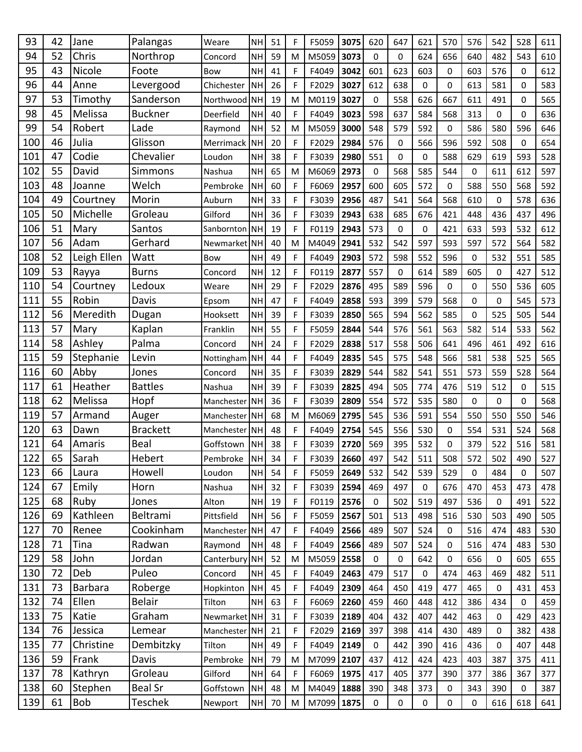| 93 | 42 | Jane | Palangas | Weare | NH | 51 | F | F5059 | **3075** | 620 | 647 | 621 | 570 | 576 | 542 | 528 | 611 |
|---|---|---|---|---|---|---|---|---|---|---|---|---|---|---|---|---|---|
| 94 | 52 | Chris | Northrop | Concord | NH | 59 | M | M5059 | **3073** | 0 | 0 | 624 | 656 | 640 | 482 | 543 | 610 |
| 95 | 43 | Nicole | Foote | Bow | NH | 41 | F | F4049 | **3042** | 601 | 623 | 603 | 0 | 603 | 576 | 0 | 612 |
| 96 | 44 | Anne | Levergood | Chichester | NH | 26 | F | F2029 | **3027** | 612 | 638 | 0 | 0 | 613 | 581 | 0 | 583 |
| 97 | 53 | Timothy | Sanderson | Northwood | NH | 19 | M | M0119 | **3027** | 0 | 558 | 626 | 667 | 611 | 491 | 0 | 565 |
| 98 | 45 | Melissa | Buckner | Deerfield | NH | 40 | F | F4049 | **3023** | 598 | 637 | 584 | 568 | 313 | 0 | 0 | 636 |
| 99 | 54 | Robert | Lade | Raymond | NH | 52 | M | M5059 | **3000** | 548 | 579 | 592 | 0 | 586 | 580 | 596 | 646 |
| 100 | 46 | Julia | Glisson | Merrimack | NH | 20 | F | F2029 | **2984** | 576 | 0 | 566 | 596 | 592 | 508 | 0 | 654 |
| 101 | 47 | Codie | Chevalier | Loudon | NH | 38 | F | F3039 | **2980** | 551 | 0 | 0 | 588 | 629 | 619 | 593 | 528 |
| 102 | 55 | David | Simmons | Nashua | NH | 65 | M | M6069 | **2973** | 0 | 568 | 585 | 544 | 0 | 611 | 612 | 597 |
| 103 | 48 | Joanne | Welch | Pembroke | NH | 60 | F | F6069 | **2957** | 600 | 605 | 572 | 0 | 588 | 550 | 568 | 592 |
| 104 | 49 | Courtney | Morin | Auburn | NH | 33 | F | F3039 | **2956** | 487 | 541 | 564 | 568 | 610 | 0 | 578 | 636 |
| 105 | 50 | Michelle | Groleau | Gilford | NH | 36 | F | F3039 | **2943** | 638 | 685 | 676 | 421 | 448 | 436 | 437 | 496 |
| 106 | 51 | Mary | Santos | Sanbornton | NH | 19 | F | F0119 | **2943** | 573 | 0 | 0 | 421 | 633 | 593 | 532 | 612 |
| 107 | 56 | Adam | Gerhard | Newmarket | NH | 40 | M | M4049 | **2941** | 532 | 542 | 597 | 593 | 597 | 572 | 564 | 582 |
| 108 | 52 | Leigh Ellen | Watt | Bow | NH | 49 | F | F4049 | **2903** | 572 | 598 | 552 | 596 | 0 | 532 | 551 | 585 |
| 109 | 53 | Rayya | Burns | Concord | NH | 12 | F | F0119 | **2877** | 557 | 0 | 614 | 589 | 605 | 0 | 427 | 512 |
| 110 | 54 | Courtney | Ledoux | Weare | NH | 29 | F | F2029 | **2876** | 495 | 589 | 596 | 0 | 0 | 550 | 536 | 605 |
| 111 | 55 | Robin | Davis | Epsom | NH | 47 | F | F4049 | **2858** | 593 | 399 | 579 | 568 | 0 | 0 | 545 | 573 |
| 112 | 56 | Meredith | Dugan | Hooksett | NH | 39 | F | F3039 | **2850** | 565 | 594 | 562 | 585 | 0 | 525 | 505 | 544 |
| 113 | 57 | Mary | Kaplan | Franklin | NH | 55 | F | F5059 | **2844** | 544 | 576 | 561 | 563 | 582 | 514 | 533 | 562 |
| 114 | 58 | Ashley | Palma | Concord | NH | 24 | F | F2029 | **2838** | 517 | 558 | 506 | 641 | 496 | 461 | 492 | 616 |
| 115 | 59 | Stephanie | Levin | Nottingham | NH | 44 | F | F4049 | **2835** | 545 | 575 | 548 | 566 | 581 | 538 | 525 | 565 |
| 116 | 60 | Abby | Jones | Concord | NH | 35 | F | F3039 | **2829** | 544 | 582 | 541 | 551 | 573 | 559 | 528 | 564 |
| 117 | 61 | Heather | Battles | Nashua | NH | 39 | F | F3039 | **2825** | 494 | 505 | 774 | 476 | 519 | 512 | 0 | 515 |
| 118 | 62 | Melissa | Hopf | Manchester | NH | 36 | F | F3039 | **2809** | 554 | 572 | 535 | 580 | 0 | 0 | 0 | 568 |
| 119 | 57 | Armand | Auger | Manchester | NH | 68 | M | M6069 | **2795** | 545 | 536 | 591 | 554 | 550 | 550 | 550 | 546 |
| 120 | 63 | Dawn | Brackett | Manchester | NH | 48 | F | F4049 | **2754** | 545 | 556 | 530 | 0 | 554 | 531 | 524 | 568 |
| 121 | 64 | Amaris | Beal | Goffstown | NH | 38 | F | F3039 | **2720** | 569 | 395 | 532 | 0 | 379 | 522 | 516 | 581 |
| 122 | 65 | Sarah | Hebert | Pembroke | NH | 34 | F | F3039 | **2660** | 497 | 542 | 511 | 508 | 572 | 502 | 490 | 527 |
| 123 | 66 | Laura | Howell | Loudon | NH | 54 | F | F5059 | **2649** | 532 | 542 | 539 | 529 | 0 | 484 | 0 | 507 |
| 124 | 67 | Emily | Horn | Nashua | NH | 32 | F | F3039 | **2594** | 469 | 497 | 0 | 676 | 470 | 453 | 473 | 478 |
| 125 | 68 | Ruby | Jones | Alton | NH | 19 | F | F0119 | **2576** | 0 | 502 | 519 | 497 | 536 | 0 | 491 | 522 |
| 126 | 69 | Kathleen | Beltrami | Pittsfield | NH | 56 | F | F5059 | **2567** | 501 | 513 | 498 | 516 | 530 | 503 | 490 | 505 |
| 127 | 70 | Renee | Cookinham | Manchester | NH | 47 | F | F4049 | **2566** | 489 | 507 | 524 | 0 | 516 | 474 | 483 | 530 |
| 128 | 71 | Tina | Radwan | Raymond | NH | 48 | F | F4049 | **2566** | 489 | 507 | 524 | 0 | 516 | 474 | 483 | 530 |
| 129 | 58 | John | Jordan | Canterbury | NH | 52 | M | M5059 | **2558** | 0 | 0 | 642 | 0 | 656 | 0 | 605 | 655 |
| 130 | 72 | Deb | Puleo | Concord | NH | 45 | F | F4049 | **2463** | 479 | 517 | 0 | 474 | 463 | 469 | 482 | 511 |
| 131 | 73 | Barbara | Roberge | Hopkinton | NH | 45 | F | F4049 | **2309** | 464 | 450 | 419 | 477 | 465 | 0 | 431 | 453 |
| 132 | 74 | Ellen | Belair | Tilton | NH | 63 | F | F6069 | **2260** | 459 | 460 | 448 | 412 | 386 | 434 | 0 | 459 |
| 133 | 75 | Katie | Graham | Newmarket | NH | 31 | F | F3039 | **2189** | 404 | 432 | 407 | 442 | 463 | 0 | 429 | 423 |
| 134 | 76 | Jessica | Lemear | Manchester | NH | 21 | F | F2029 | **2169** | 397 | 398 | 414 | 430 | 489 | 0 | 382 | 438 |
| 135 | 77 | Christine | Dembitzky | Tilton | NH | 49 | F | F4049 | **2149** | 0 | 442 | 390 | 416 | 436 | 0 | 407 | 448 |
| 136 | 59 | Frank | Davis | Pembroke | NH | 79 | M | M7099 | **2107** | 437 | 412 | 424 | 423 | 403 | 387 | 375 | 411 |
| 137 | 78 | Kathryn | Groleau | Gilford | NH | 64 | F | F6069 | **1975** | 417 | 405 | 377 | 390 | 377 | 386 | 367 | 377 |
| 138 | 60 | Stephen | Beal Sr | Goffstown | NH | 48 | M | M4049 | **1888** | 390 | 348 | 373 | 0 | 343 | 390 | 0 | 387 |
| 139 | 61 | Bob | Teschek | Newport | NH | 70 | M | M7099 | **1875** | 0 | 0 | 0 | 0 | 0 | 616 | 618 | 641 |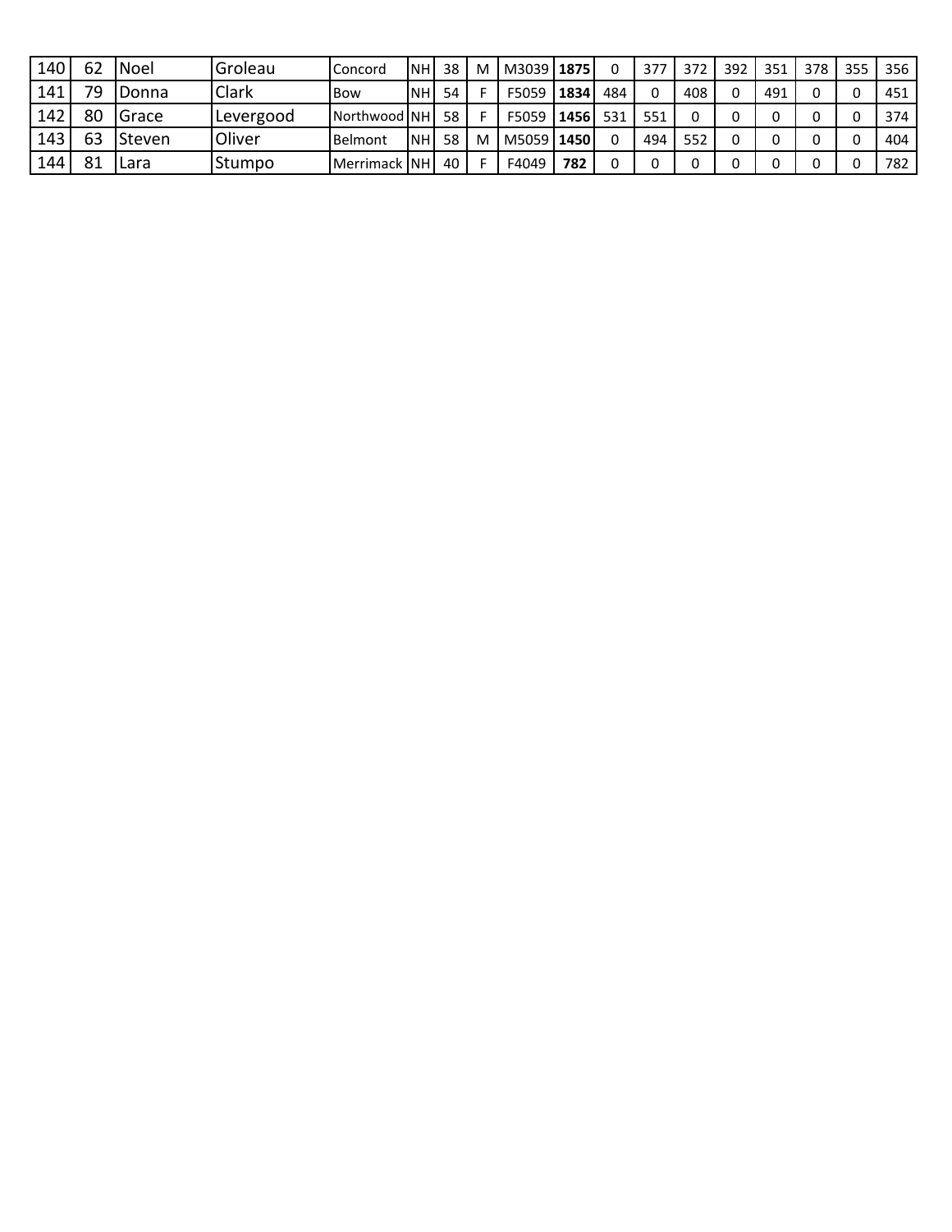| | | | | | | | | | | | | | | | | | | |
|---|---|---|---|---|---|---|---|---|---|---|---|---|---|---|---|---|---|---|
| 140 | 62 | Noel | Groleau | Concord | NH | 38 | M | M3039 | **1875** | 0 | 377 | 372 | 392 | 351 | 378 | 355 | 356 |
| 141 | 79 | Donna | Clark | Bow | NH | 54 | F | F5059 | **1834** | 484 | 0 | 408 | 0 | 491 | 0 | 0 | 451 |
| 142 | 80 | Grace | Levergood | Northwood | NH | 58 | F | F5059 | **1456** | 531 | 551 | 0 | 0 | 0 | 0 | 0 | 374 |
| 143 | 63 | Steven | Oliver | Belmont | NH | 58 | M | M5059 | **1450** | 0 | 494 | 552 | 0 | 0 | 0 | 0 | 404 |
| 144 | 81 | Lara | Stumpo | Merrimack | NH | 40 | F | F4049 | **782** | 0 | 0 | 0 | 0 | 0 | 0 | 0 | 782 |